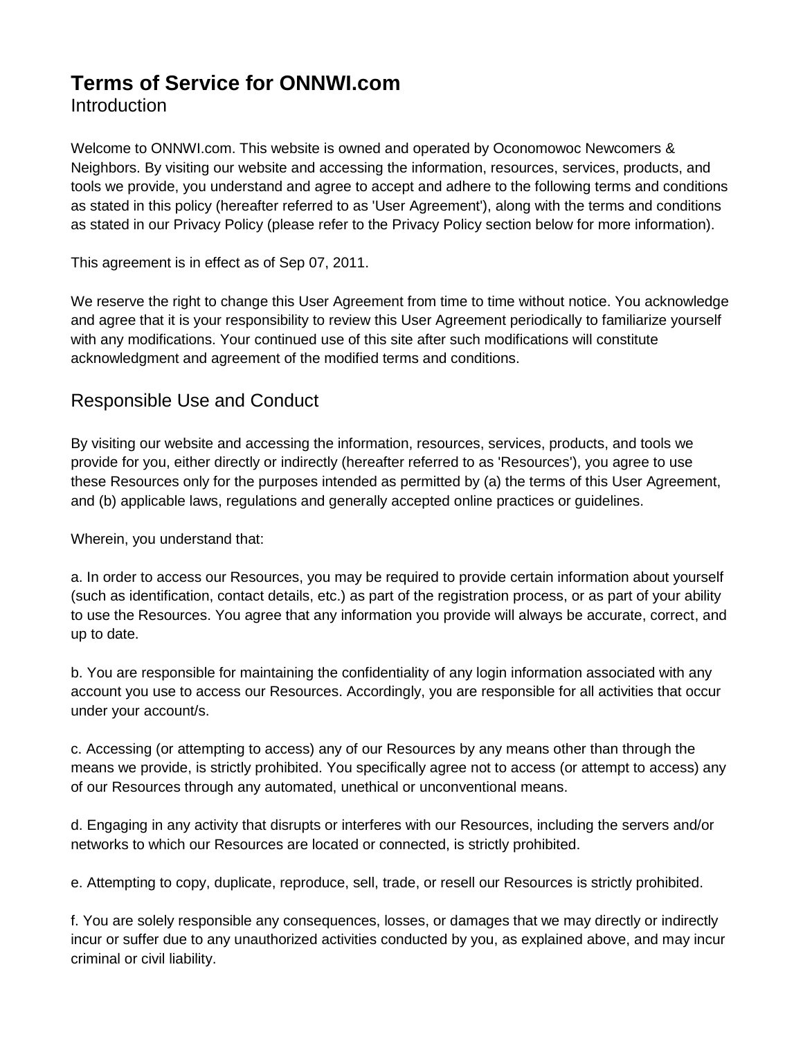# Terms of Service for ONNWI.com

## Introduction

Welcome to ONNWI.com. This website is owned and operated by Oconomowoc Newcomers & Neighbors. By visiting our website and accessing the information, resources, services, products, and tools we provide, you understand and agree to accept and adhere to the following terms and conditions as stated in this policy (hereafter referred to as 'User Agreement'), along with the terms and conditions as stated in our Privacy Policy (please refer to the Privacy Policy section below for more information).

This agreement is in effect as of Sep 07, 2011.

We reserve the right to change this User Agreement from time to time without notice. You acknowledge and agree that it is your responsibility to review this User Agreement periodically to familiarize yourself with any modifications. Your continued use of this site after such modifications will constitute acknowledgment and agreement of the modified terms and conditions.

## Responsible Use and Conduct

By visiting our website and accessing the information, resources, services, products, and tools we provide for you, either directly or indirectly (hereafter referred to as 'Resources'), you agree to use these Resources only for the purposes intended as permitted by (a) the terms of this User Agreement, and (b) applicable laws, regulations and generally accepted online practices or guidelines.

Wherein, you understand that:

a. In order to access our Resources, you may be required to provide certain information about yourself (such as identification, contact details, etc.) as part of the registration process, or as part of your ability to use the Resources. You agree that any information you provide will always be accurate, correct, and up to date.

b. You are responsible for maintaining the confidentiality of any login information associated with any account you use to access our Resources. Accordingly, you are responsible for all activities that occur under your account/s.

c. Accessing (or attempting to access) any of our Resources by any means other than through the means we provide, is strictly prohibited. You specifically agree not to access (or attempt to access) any of our Resources through any automated, unethical or unconventional means.

d. Engaging in any activity that disrupts or interferes with our Resources, including the servers and/or networks to which our Resources are located or connected, is strictly prohibited.

e. Attempting to copy, duplicate, reproduce, sell, trade, or resell our Resources is strictly prohibited.

f. You are solely responsible any consequences, losses, or damages that we may directly or indirectly incur or suffer due to any unauthorized activities conducted by you, as explained above, and may incur criminal or civil liability.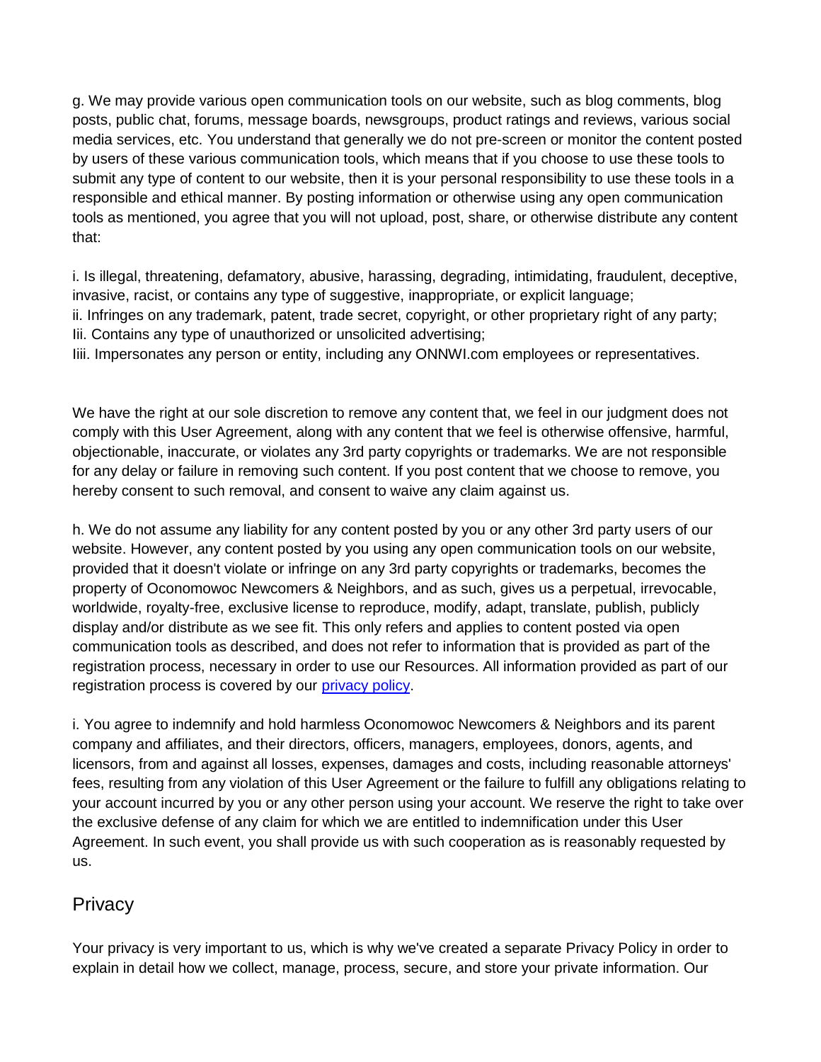g. We may provide various open communication tools on our website, such as blog comments, blog posts, public chat, forums, message boards, newsgroups, product ratings and reviews, various social media services, etc. You understand that generally we do not pre-screen or monitor the content posted by users of these various communication tools, which means that if you choose to use these tools to submit any type of content to our website, then it is your personal responsibility to use these tools in a responsible and ethical manner. By posting information or otherwise using any open communication tools as mentioned, you agree that you will not upload, post, share, or otherwise distribute any content that:

i. Is illegal, threatening, defamatory, abusive, harassing, degrading, intimidating, fraudulent, deceptive, invasive, racist, or contains any type of suggestive, inappropriate, or explicit language;
ii. Infringes on any trademark, patent, trade secret, copyright, or other proprietary right of any party;
Iii. Contains any type of unauthorized or unsolicited advertising;
Iiii. Impersonates any person or entity, including any ONNWI.com employees or representatives.

We have the right at our sole discretion to remove any content that, we feel in our judgment does not comply with this User Agreement, along with any content that we feel is otherwise offensive, harmful, objectionable, inaccurate, or violates any 3rd party copyrights or trademarks. We are not responsible for any delay or failure in removing such content. If you post content that we choose to remove, you hereby consent to such removal, and consent to waive any claim against us.

h. We do not assume any liability for any content posted by you or any other 3rd party users of our website. However, any content posted by you using any open communication tools on our website, provided that it doesn't violate or infringe on any 3rd party copyrights or trademarks, becomes the property of Oconomowoc Newcomers & Neighbors, and as such, gives us a perpetual, irrevocable, worldwide, royalty-free, exclusive license to reproduce, modify, adapt, translate, publish, publicly display and/or distribute as we see fit. This only refers and applies to content posted via open communication tools as described, and does not refer to information that is provided as part of the registration process, necessary in order to use our Resources. All information provided as part of our registration process is covered by our [privacy policy](privacy policy).

i. You agree to indemnify and hold harmless Oconomowoc Newcomers & Neighbors and its parent company and affiliates, and their directors, officers, managers, employees, donors, agents, and licensors, from and against all losses, expenses, damages and costs, including reasonable attorneys' fees, resulting from any violation of this User Agreement or the failure to fulfill any obligations relating to your account incurred by you or any other person using your account. We reserve the right to take over the exclusive defense of any claim for which we are entitled to indemnification under this User Agreement. In such event, you shall provide us with such cooperation as is reasonably requested by us.

## Privacy

Your privacy is very important to us, which is why we've created a separate Privacy Policy in order to explain in detail how we collect, manage, process, secure, and store your private information. Our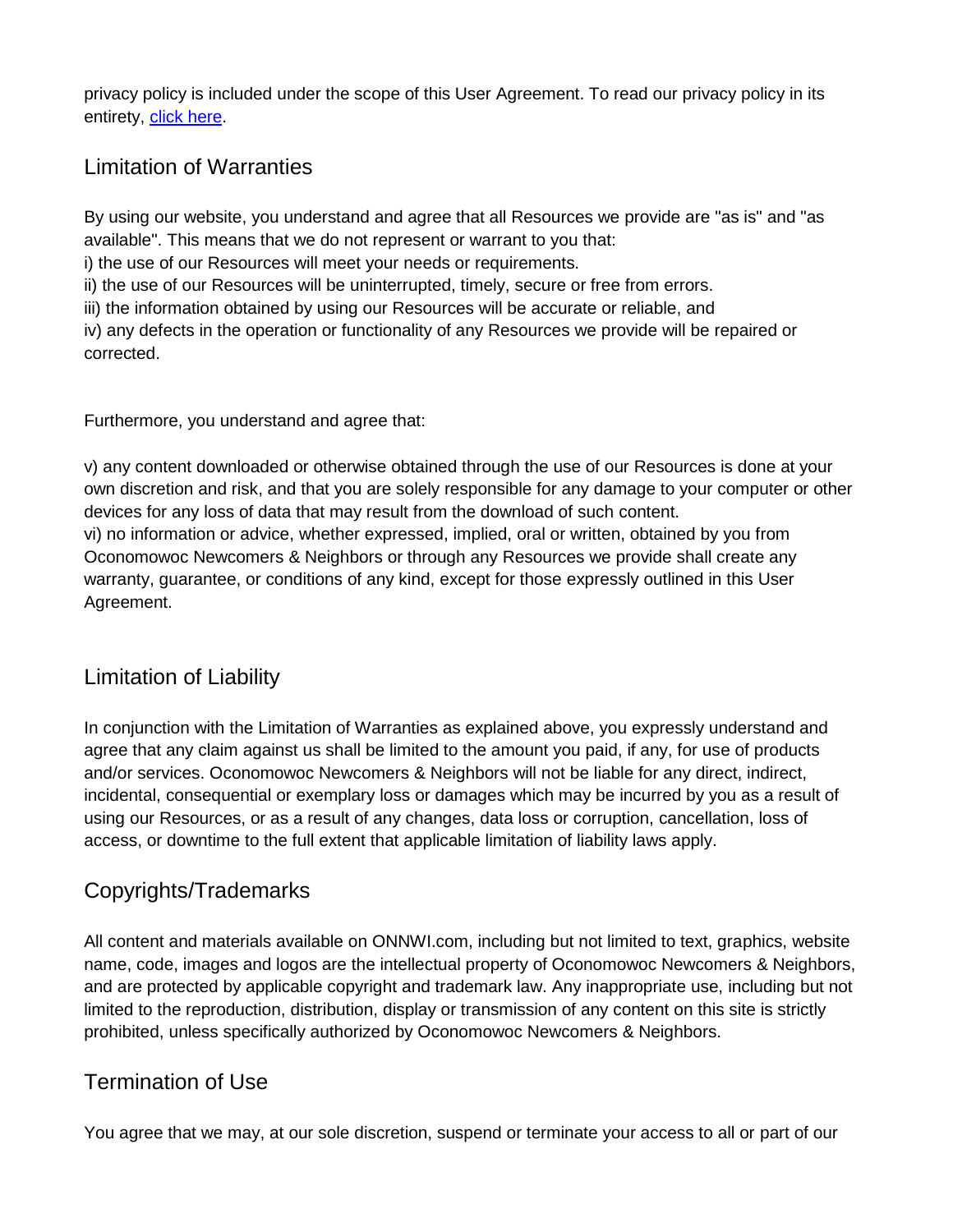privacy policy is included under the scope of this User Agreement. To read our privacy policy in its entirety, [click here](#).

## Limitation of Warranties

By using our website, you understand and agree that all Resources we provide are "as is" and "as available". This means that we do not represent or warrant to you that:
i) the use of our Resources will meet your needs or requirements.
ii) the use of our Resources will be uninterrupted, timely, secure or free from errors.
iii) the information obtained by using our Resources will be accurate or reliable, and
iv) any defects in the operation or functionality of any Resources we provide will be repaired or corrected.

Furthermore, you understand and agree that:

v) any content downloaded or otherwise obtained through the use of our Resources is done at your own discretion and risk, and that you are solely responsible for any damage to your computer or other devices for any loss of data that may result from the download of such content.
vi) no information or advice, whether expressed, implied, oral or written, obtained by you from Oconomowoc Newcomers & Neighbors or through any Resources we provide shall create any warranty, guarantee, or conditions of any kind, except for those expressly outlined in this User Agreement.

## Limitation of Liability

In conjunction with the Limitation of Warranties as explained above, you expressly understand and agree that any claim against us shall be limited to the amount you paid, if any, for use of products and/or services. Oconomowoc Newcomers & Neighbors will not be liable for any direct, indirect, incidental, consequential or exemplary loss or damages which may be incurred by you as a result of using our Resources, or as a result of any changes, data loss or corruption, cancellation, loss of access, or downtime to the full extent that applicable limitation of liability laws apply.

## Copyrights/Trademarks

All content and materials available on ONNWI.com, including but not limited to text, graphics, website name, code, images and logos are the intellectual property of Oconomowoc Newcomers & Neighbors, and are protected by applicable copyright and trademark law. Any inappropriate use, including but not limited to the reproduction, distribution, display or transmission of any content on this site is strictly prohibited, unless specifically authorized by Oconomowoc Newcomers & Neighbors.

## Termination of Use

You agree that we may, at our sole discretion, suspend or terminate your access to all or part of our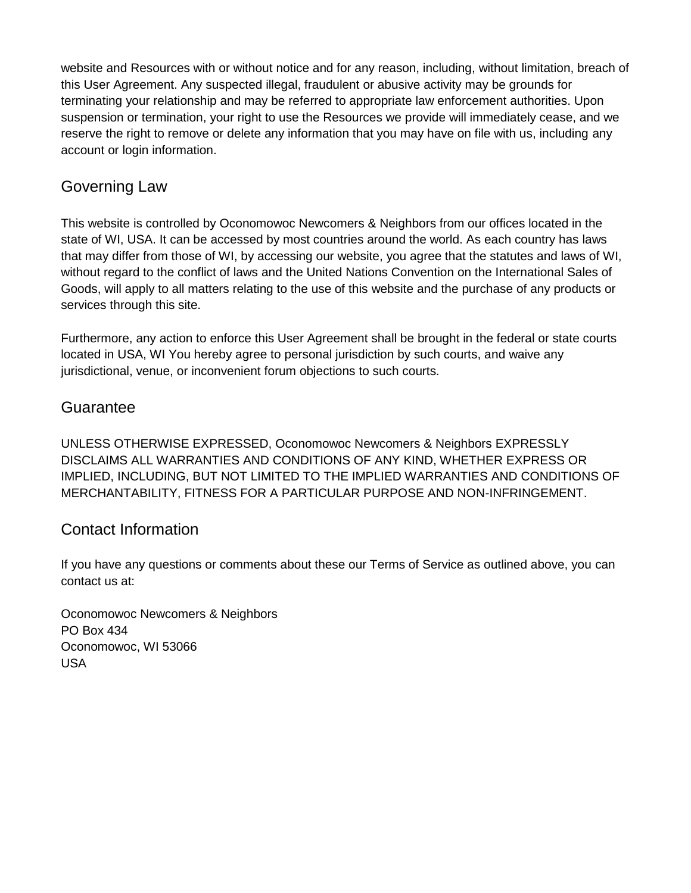website and Resources with or without notice and for any reason, including, without limitation, breach of this User Agreement. Any suspected illegal, fraudulent or abusive activity may be grounds for terminating your relationship and may be referred to appropriate law enforcement authorities. Upon suspension or termination, your right to use the Resources we provide will immediately cease, and we reserve the right to remove or delete any information that you may have on file with us, including any account or login information.

## Governing Law

This website is controlled by Oconomowoc Newcomers & Neighbors from our offices located in the state of WI, USA. It can be accessed by most countries around the world. As each country has laws that may differ from those of WI, by accessing our website, you agree that the statutes and laws of WI, without regard to the conflict of laws and the United Nations Convention on the International Sales of Goods, will apply to all matters relating to the use of this website and the purchase of any products or services through this site.

Furthermore, any action to enforce this User Agreement shall be brought in the federal or state courts located in USA, WI You hereby agree to personal jurisdiction by such courts, and waive any jurisdictional, venue, or inconvenient forum objections to such courts.

## Guarantee

UNLESS OTHERWISE EXPRESSED, Oconomowoc Newcomers & Neighbors EXPRESSLY DISCLAIMS ALL WARRANTIES AND CONDITIONS OF ANY KIND, WHETHER EXPRESS OR IMPLIED, INCLUDING, BUT NOT LIMITED TO THE IMPLIED WARRANTIES AND CONDITIONS OF MERCHANTABILITY, FITNESS FOR A PARTICULAR PURPOSE AND NON-INFRINGEMENT.

## Contact Information

If you have any questions or comments about these our Terms of Service as outlined above, you can contact us at:

Oconomowoc Newcomers & Neighbors
PO Box 434
Oconomowoc, WI 53066
USA